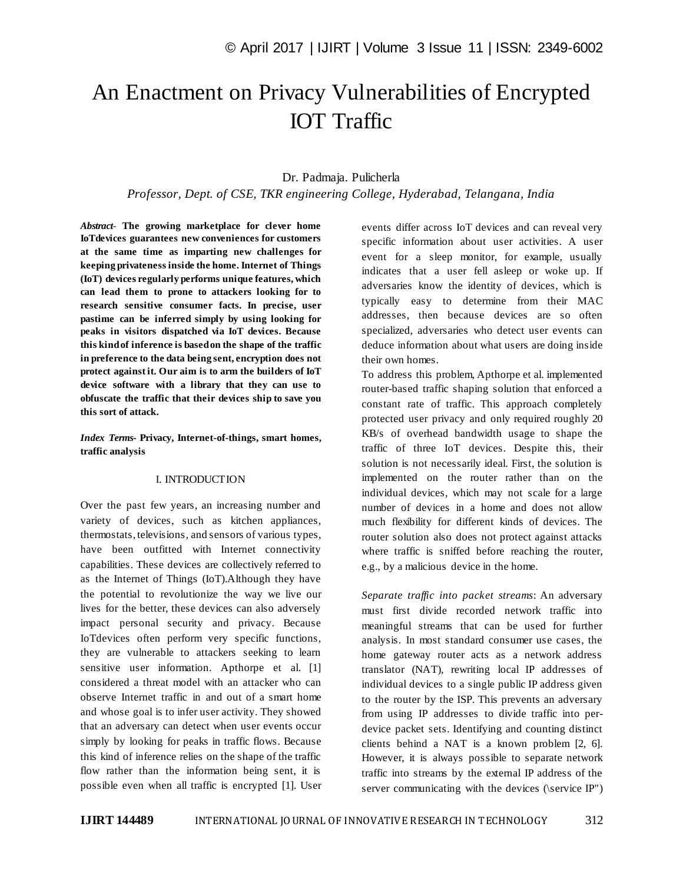# An Enactment on Privacy Vulnerabilities of Encrypted IOT Traffic

Dr. Padmaja. Pulicherla

*Professor, Dept. of CSE, TKR engineering College, Hyderabad, Telangana, India*

***Abstract*- The growing marketplace for clever home IoTdevices guarantees new conveniences for customers at the same time as imparting new challenges for keeping privateness inside the home. Internet of Things (IoT) devices regularly performs unique features, which can lead them to prone to attackers looking for to research sensitive consumer facts. In precise, user pastime can be inferred simply by using looking for peaks in visitors dispatched via IoT devices. Because this kind of inference is based on the shape of the traffic in preference to the data being sent, encryption does not protect against it. Our aim is to arm the builders of IoT device software with a library that they can use to obfuscate the traffic that their devices ship to save you this sort of attack.**

***Index Terms*- Privacy, Internet-of-things, smart homes, traffic analysis**

## I. INTRODUCTION

Over the past few years, an increasing number and variety of devices, such as kitchen appliances, thermostats, televisions, and sensors of various types, have been outfitted with Internet connectivity capabilities. These devices are collectively referred to as the Internet of Things (IoT).Although they have the potential to revolutionize the way we live our lives for the better, these devices can also adversely impact personal security and privacy. Because IoTdevices often perform very specific functions, they are vulnerable to attackers seeking to learn sensitive user information. Apthorpe et al. [1] considered a threat model with an attacker who can observe Internet traffic in and out of a smart home and whose goal is to infer user activity. They showed that an adversary can detect when user events occur simply by looking for peaks in traffic flows. Because this kind of inference relies on the shape of the traffic flow rather than the information being sent, it is possible even when all traffic is encrypted [1]. User events differ across IoT devices and can reveal very specific information about user activities. A user event for a sleep monitor, for example, usually indicates that a user fell asleep or woke up. If adversaries know the identity of devices, which is typically easy to determine from their MAC addresses, then because devices are so often specialized, adversaries who detect user events can deduce information about what users are doing inside their own homes.

To address this problem, Apthorpe et al. implemented router-based traffic shaping solution that enforced a constant rate of traffic. This approach completely protected user privacy and only required roughly 20 KB/s of overhead bandwidth usage to shape the traffic of three IoT devices. Despite this, their solution is not necessarily ideal. First, the solution is implemented on the router rather than on the individual devices, which may not scale for a large number of devices in a home and does not allow much flexibility for different kinds of devices. The router solution also does not protect against attacks where traffic is sniffed before reaching the router, e.g., by a malicious device in the home.

*Separate traffic into packet streams*: An adversary must first divide recorded network traffic into meaningful streams that can be used for further analysis. In most standard consumer use cases, the home gateway router acts as a network address translator (NAT), rewriting local IP addresses of individual devices to a single public IP address given to the router by the ISP. This prevents an adversary from using IP addresses to divide traffic into per-device packet sets. Identifying and counting distinct clients behind a NAT is a known problem [2, 6]. However, it is always possible to separate network traffic into streams by the external IP address of the server communicating with the devices (\service IP")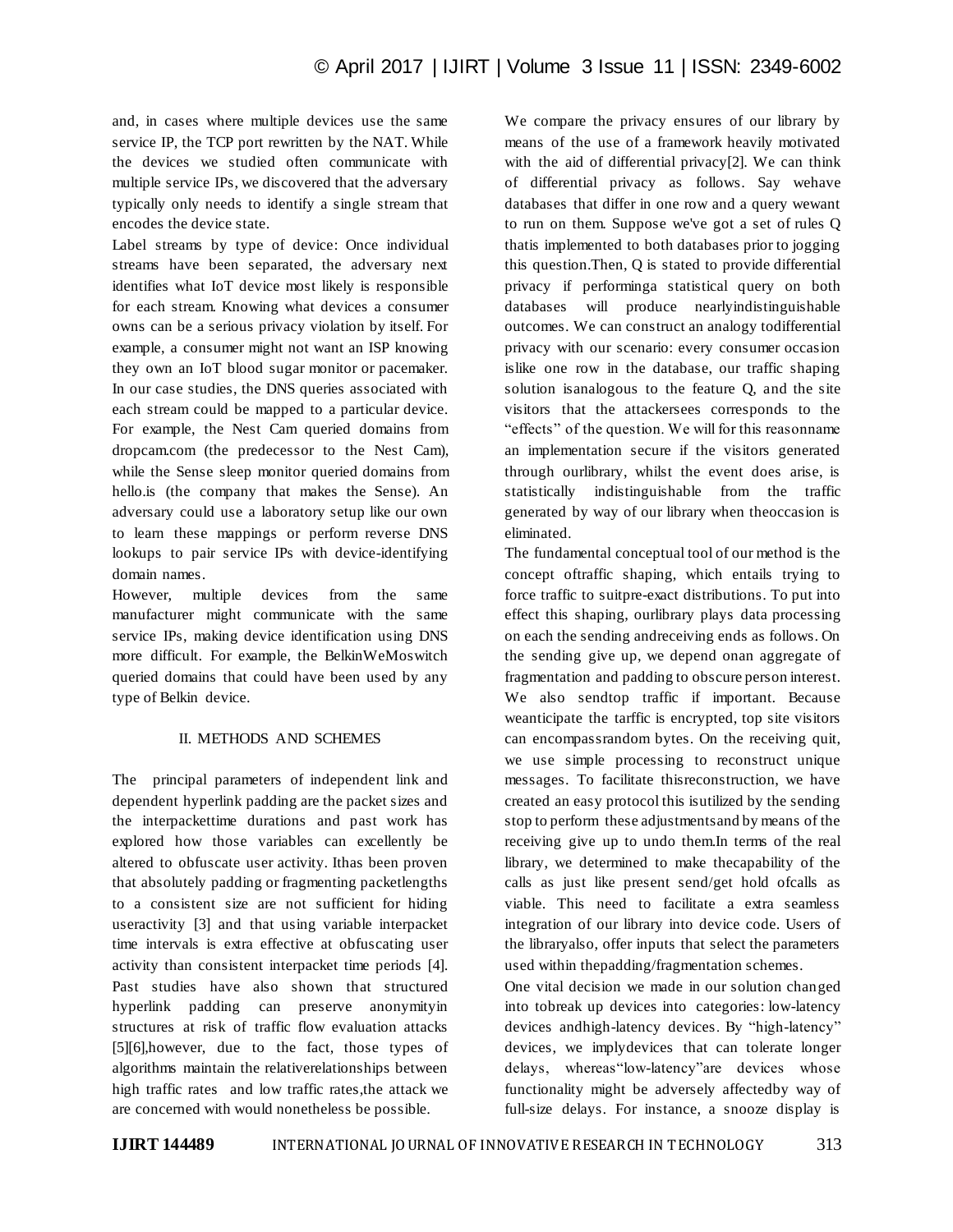and, in cases where multiple devices use the same service IP, the TCP port rewritten by the NAT. While the devices we studied often communicate with multiple service IPs, we discovered that the adversary typically only needs to identify a single stream that encodes the device state.

Label streams by type of device: Once individual streams have been separated, the adversary next identifies what IoT device most likely is responsible for each stream. Knowing what devices a consumer owns can be a serious privacy violation by itself. For example, a consumer might not want an ISP knowing they own an IoT blood sugar monitor or pacemaker. In our case studies, the DNS queries associated with each stream could be mapped to a particular device. For example, the Nest Cam queried domains from dropcam.com (the predecessor to the Nest Cam), while the Sense sleep monitor queried domains from hello.is (the company that makes the Sense). An adversary could use a laboratory setup like our own to learn these mappings or perform reverse DNS lookups to pair service IPs with device-identifying domain names.

However, multiple devices from the same manufacturer might communicate with the same service IPs, making device identification using DNS more difficult. For example, the BelkinWeMoswitch queried domains that could have been used by any type of Belkin device.

## II. METHODS AND SCHEMES

The principal parameters of independent link and dependent hyperlink padding are the packet sizes and the interpackettime durations and past work has explored how those variables can excellently be altered to obfuscate user activity. Ithas been proven that absolutely padding or fragmenting packetlengths to a consistent size are not sufficient for hiding useractivity [3] and that using variable interpacket time intervals is extra effective at obfuscating user activity than consistent interpacket time periods [4]. Past studies have also shown that structured hyperlink padding can preserve anonymityin structures at risk of traffic flow evaluation attacks [5][6],however, due to the fact, those types of algorithms maintain the relativerelationships between high traffic rates and low traffic rates,the attack we are concerned with would nonetheless be possible.

We compare the privacy ensures of our library by means of the use of a framework heavily motivated with the aid of differential privacy[2]. We can think of differential privacy as follows. Say wehave databases that differ in one row and a query wewant to run on them. Suppose we've got a set of rules Q thatis implemented to both databases prior to jogging this question.Then, Q is stated to provide differential privacy if performinga statistical query on both databases will produce nearlyindistinguishable outcomes. We can construct an analogy todifferential privacy with our scenario: every consumer occasion islike one row in the database, our traffic shaping solution isanalogous to the feature Q, and the site visitors that the attackersees corresponds to the "effects" of the question. We will for this reasonname an implementation secure if the visitors generated through ourlibrary, whilst the event does arise, is statistically indistinguishable from the traffic generated by way of our library when theoccasion is eliminated.

The fundamental conceptual tool of our method is the concept oftraffic shaping, which entails trying to force traffic to suitpre-exact distributions. To put into effect this shaping, ourlibrary plays data processing on each the sending andreceiving ends as follows. On the sending give up, we depend onan aggregate of fragmentation and padding to obscure person interest. We also sendtop traffic if important. Because weanticipate the tarffic is encrypted, top site visitors can encompassrandom bytes. On the receiving quit, we use simple processing to reconstruct unique messages. To facilitate thisreconstruction, we have created an easy protocol this isutilized by the sending stop to perform these adjustmentsand by means of the receiving give up to undo them.In terms of the real library, we determined to make thecapability of the calls as just like present send/get hold ofcalls as viable. This need to facilitate a extra seamless integration of our library into device code. Users of the libraryalso, offer inputs that select the parameters used within thepadding/fragmentation schemes.

One vital decision we made in our solution changed into tobreak up devices into categories: low-latency devices andhigh-latency devices. By "high-latency" devices, we implydevices that can tolerate longer delays, whereas"low-latency"are devices whose functionality might be adversely affectedby way of full-size delays. For instance, a snooze display is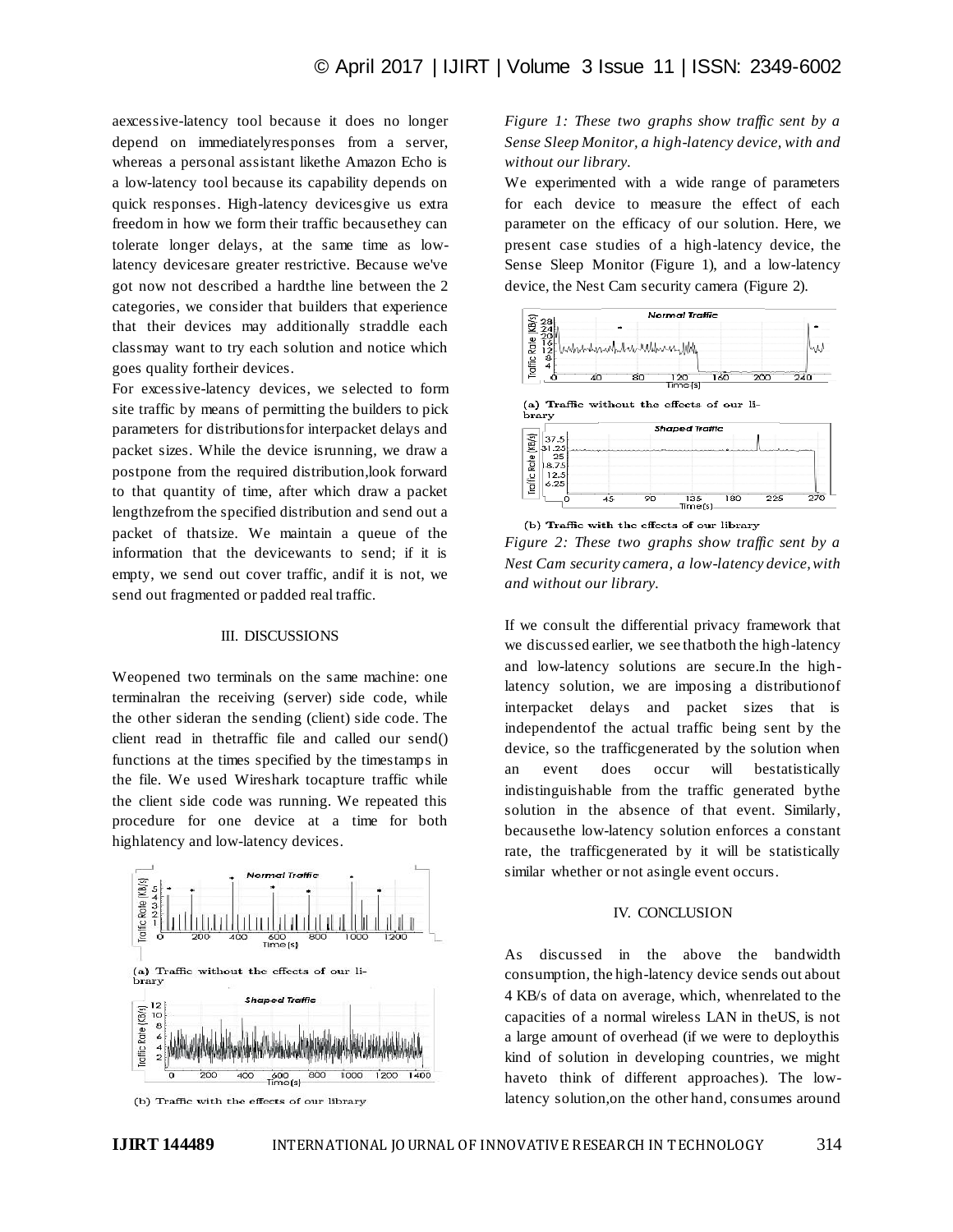aexcessive-latency tool because it does no longer depend on immediatelyresponses from a server, whereas a personal assistant likethe Amazon Echo is a low-latency tool because its capability depends on quick responses. High-latency devicesgive us extra freedom in how we form their traffic becausethey can tolerate longer delays, at the same time as low-latency devicesare greater restrictive. Because we've got now not described a hardthe line between the 2 categories, we consider that builders that experience that their devices may additionally straddle each classmay want to try each solution and notice which goes quality fortheir devices.

For excessive-latency devices, we selected to form site traffic by means of permitting the builders to pick parameters for distributionsfor interpacket delays and packet sizes. While the device isrunning, we draw a postpone from the required distribution,look forward to that quantity of time, after which draw a packet lengthzefrom the specified distribution and send out a packet of thatsize. We maintain a queue of the information that the devicewants to send; if it is empty, we send out cover traffic, andif it is not, we send out fragmented or padded real traffic.

## III. DISCUSSIONS

Weopened two terminals on the same machine: one terminalran the receiving (server) side code, while the other sideran the sending (client) side code. The client read in thetraffic file and called our send() functions at the times specified by the timestamps in the file. We used Wireshark tocapture traffic while the client side code was running. We repeated this procedure for one device at a time for both highlatency and low-latency devices.

(a) Traffic without the effects of our library

(b) Traffic with the effects of our library

*Figure 1: These two graphs show traffic sent by a Sense Sleep Monitor, a high-latency device, with and without our library.*

We experimented with a wide range of parameters for each device to measure the effect of each parameter on the efficacy of our solution. Here, we present case studies of a high-latency device, the Sense Sleep Monitor (Figure 1), and a low-latency device, the Nest Cam security camera (Figure 2).

(a) Traffic without the effects of our library

(b) Traffic with the effects of our library

*Figure 2: These two graphs show traffic sent by a Nest Cam security camera, a low-latency device, with and without our library.*

If we consult the differential privacy framework that we discussed earlier, we see thatboth the high-latency and low-latency solutions are secure.In the high-latency solution, we are imposing a distributionof interpacket delays and packet sizes that is independentof the actual traffic being sent by the device, so the trafficgenerated by the solution when an event does occur will bestatistically indistinguishable from the traffic generated bythe solution in the absence of that event. Similarly, becausethe low-latency solution enforces a constant rate, the trafficgenerated by it will be statistically similar whether or not asingle event occurs.

## IV. CONCLUSION

As discussed in the above the bandwidth consumption, the high-latency device sends out about 4 KB/s of data on average, which, whenrelated to the capacities of a normal wireless LAN in theUS, is not a large amount of overhead (if we were to deploythis kind of solution in developing countries, we might haveto think of different approaches). The low-latency solution,on the other hand, consumes around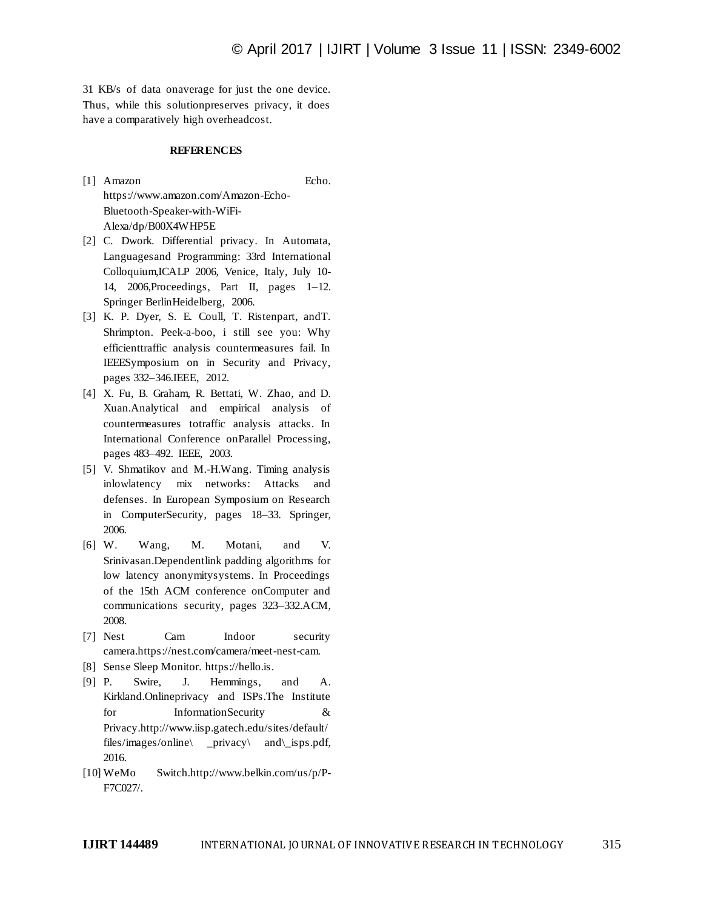31 KB/s of data onaverage for just the one device. Thus, while this solutionpreserves privacy, it does have a comparatively high overheadcost.

## REFERENCES

[1] Amazon Echo. https://www.amazon.com/Amazon-Echo-Bluetooth-Speaker-with-WiFi-Alexa/dp/B00X4WHP5E

[2] C. Dwork. Differential privacy. In Automata, Languagesand Programming: 33rd International Colloquium,ICALP 2006, Venice, Italy, July 10-14, 2006,Proceedings, Part II, pages 1–12. Springer BerlinHeidelberg, 2006.

[3] K. P. Dyer, S. E. Coull, T. Ristenpart, andT. Shrimpton. Peek-a-boo, i still see you: Why efficienttraffic analysis countermeasures fail. In IEEESymposium on in Security and Privacy, pages 332–346.IEEE, 2012.

[4] X. Fu, B. Graham, R. Bettati, W. Zhao, and D. Xuan.Analytical and empirical analysis of countermeasures totraffic analysis attacks. In International Conference onParallel Processing, pages 483–492. IEEE, 2003.

[5] V. Shmatikov and M.-H.Wang. Timing analysis inlowlatency mix networks: Attacks and defenses. In European Symposium on Research in ComputerSecurity, pages 18–33. Springer, 2006.

[6] W. Wang, M. Motani, and V. Srinivasan.Dependentlink padding algorithms for low latency anonymitysystems. In Proceedings of the 15th ACM conference onComputer and communications security, pages 323–332.ACM, 2008.

[7] Nest Cam Indoor security camera.https://nest.com/camera/meet-nest-cam.

[8] Sense Sleep Monitor. https://hello.is.

[9] P. Swire, J. Hemmings, and A. Kirkland.Onlineprivacy and ISPs.The Institute for InformationSecurity & Privacy.http://www.iisp.gatech.edu/sites/default/files/images/online\ _privacy\ and\_isps.pdf, 2016.

[10] WeMo Switch.http://www.belkin.com/us/p/P-F7C027/.